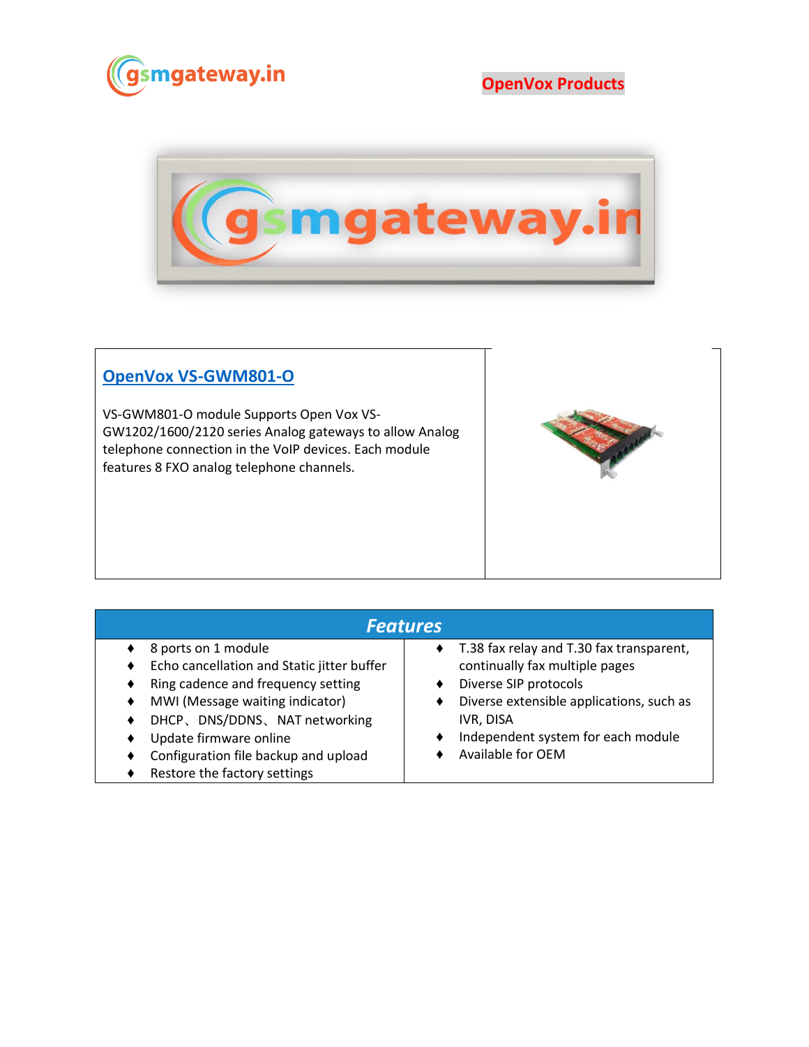OpenVox Products

## OpenVox VS-GWM801-O

VS-GWM801-O module Supports Open Vox VS-GW1202/1600/2120 series Analog gateways to allow Analog telephone connection in the VoIP devices. Each module features 8 FXO analog telephone channels.

| *Features* | |
|---|---|
| ♦ 8 ports on 1 module<br>♦ Echo cancellation and Static jitter buffer<br>♦ Ring cadence and frequency setting<br>♦ MWI (Message waiting indicator)<br>♦ DHCP、DNS/DDNS、NAT networking<br>♦ Update firmware online<br>♦ Configuration file backup and upload<br>♦ Restore the factory settings | ♦ T.38 fax relay and T.30 fax transparent, continually fax multiple pages<br>♦ Diverse SIP protocols<br>♦ Diverse extensible applications, such as IVR, DISA<br>♦ Independent system for each module<br>♦ Available for OEM |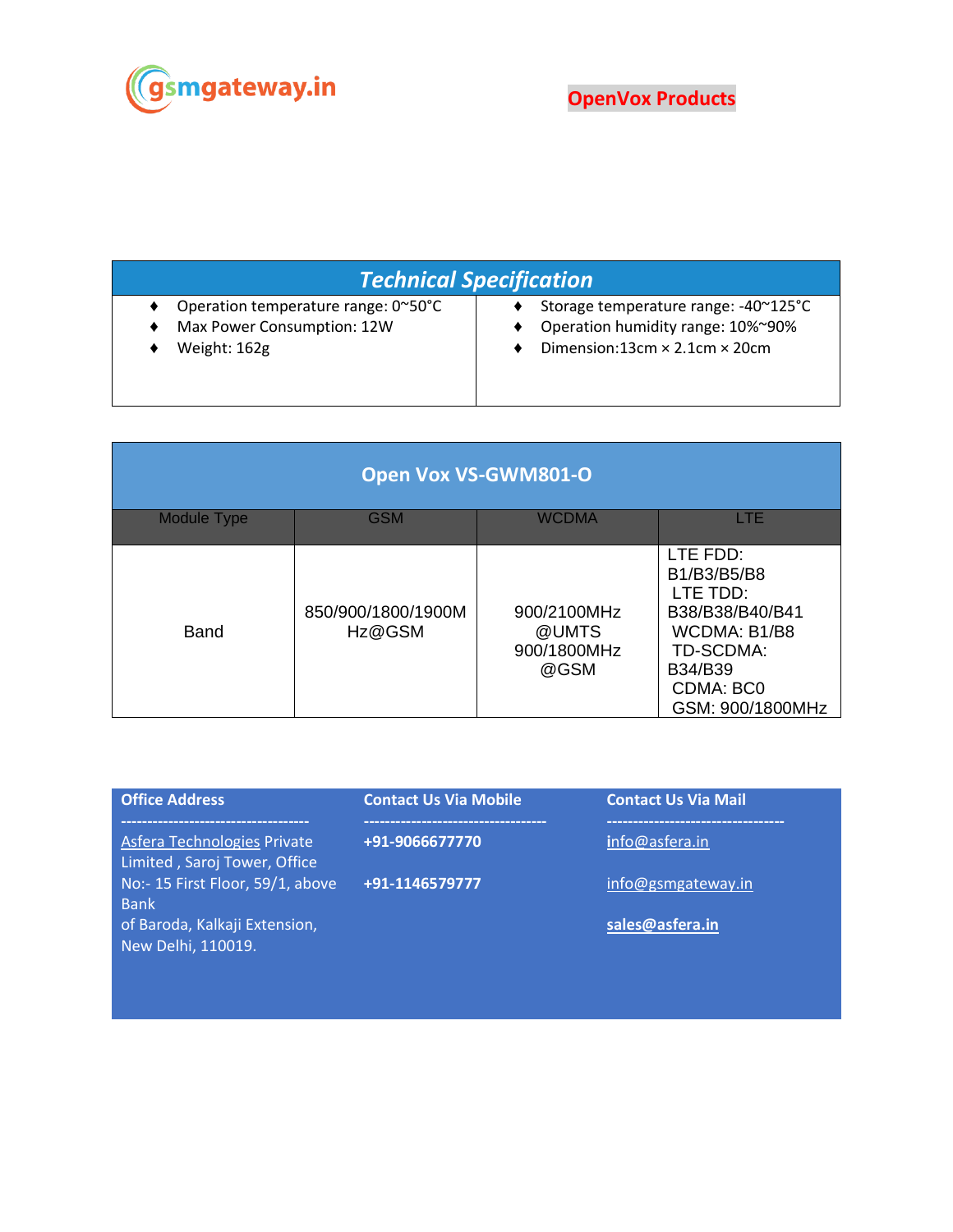gsmgateway.in

**OpenVox Products**

## *Technical Specification*

| | |
|---|---|
| ♦ Operation temperature range: 0~50°C<br>♦ Max Power Consumption: 12W<br>♦ Weight: 162g | ♦ Storage temperature range: -40~125°C<br>♦ Operation humidity range: 10%~90%<br>♦ Dimension:13cm × 2.1cm × 20cm |

## Open Vox VS-GWM801-O

| Module Type | GSM | WCDMA | LTE |
|---|---|---|---|
| Band | 850/900/1800/1900MHz@GSM | 900/2100MHz @UMTS 900/1800MHz @GSM | LTE FDD: B1/B3/B5/B8<br>LTE TDD: B38/B38/B40/B41<br>WCDMA: B1/B8<br>TD-SCDMA: B34/B39<br>CDMA: BC0<br>GSM: 900/1800MHz |

**Office Address**
-----------------------------------
Asfera Technologies Private Limited , Saroj Tower, Office No:- 15 First Floor, 59/1, above Bank
of Baroda, Kalkaji Extension, New Delhi, 110019.

**Contact Us Via Mobile**
----------------------------------
**+91-9066677770**

**+91-1146579777**

**Contact Us Via Mail**
---------------------------------
info@asfera.in

info@gsmgateway.in

**sales@asfera.in**